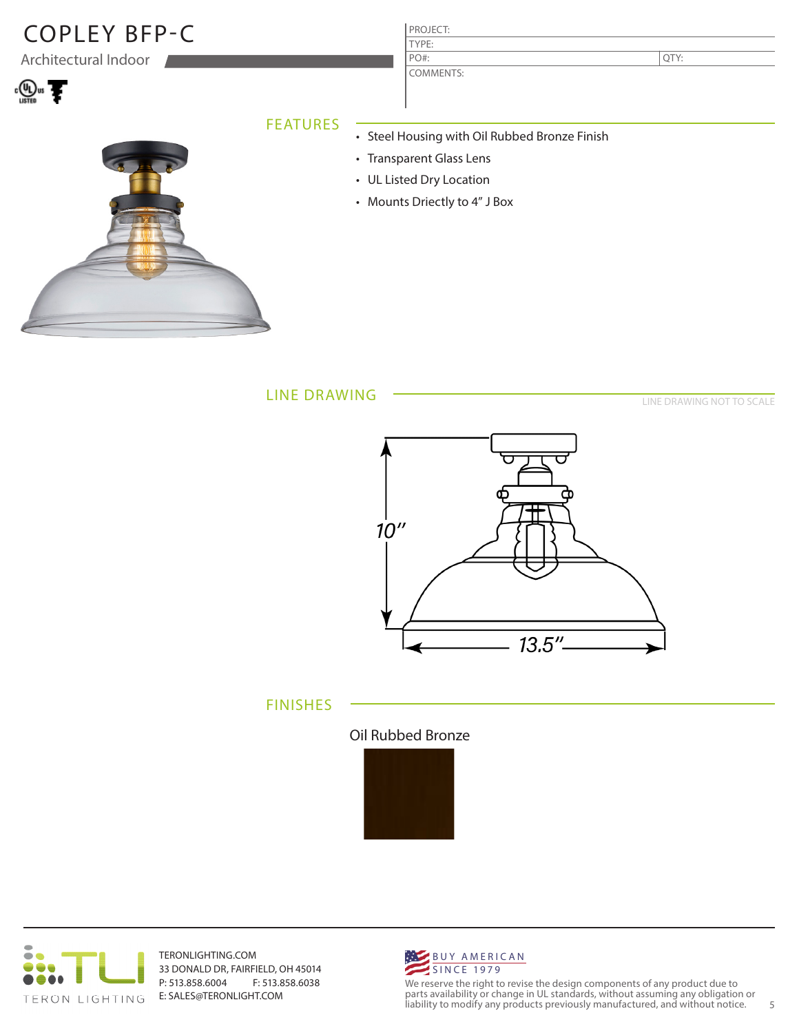# COPLEY BFP-C

Architectural Indoor

| PROJECT: | |
|---|---|
| TYPE: | |
| PO#: | QTY: |
| COMMENTS: | |

## FEATURES

- Steel Housing with Oil Rubbed Bronze Finish
- Transparent Glass Lens
- UL Listed Dry Location
- Mounts Driectly to 4" J Box

## LINE DRAWING

LINE DRAWING NOT TO SCALE

10"

13.5"

## FINISHES

Oil Rubbed Bronze

TERON LIGHTING

TERONLIGHTING.COM
33 DONALD DR, FAIRFIELD, OH 45014
P: 513.858.6004 F: 513.858.6038
E: SALES@TERONLIGHT.COM

BUY AMERICAN
SINCE 1979

We reserve the right to revise the design components of any product due to parts availability or change in UL standards, without assuming any obligation or liability to modify any products previously manufactured, and without notice.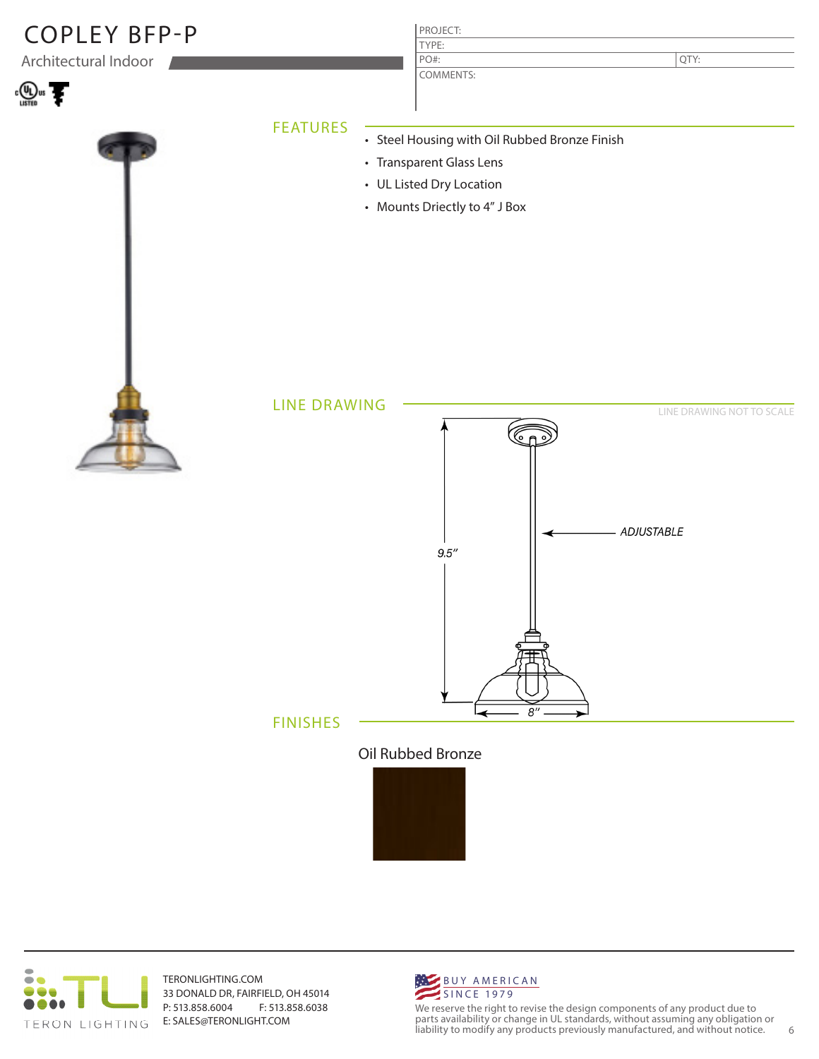# COPLEY BFP-P

Architectural Indoor

| PROJECT: | |
|---|---|
| TYPE: | |
| PO#: | QTY: |
| COMMENTS: | |

## FEATURES

- Steel Housing with Oil Rubbed Bronze Finish
- Transparent Glass Lens
- UL Listed Dry Location
- Mounts Driectly to 4" J Box

## LINE DRAWING

LINE DRAWING NOT TO SCALE

ADJUSTABLE

9.5"

8"

## FINISHES

Oil Rubbed Bronze

TERONLIGHTING.COM
33 DONALD DR, FAIRFIELD, OH 45014
P: 513.858.6004 F: 513.858.6038
E: SALES@TERONLIGHT.COM

BUY AMERICAN SINCE 1979

We reserve the right to revise the design components of any product due to parts availability or change in UL standards, without assuming any obligation or liability to modify any products previously manufactured, and without notice.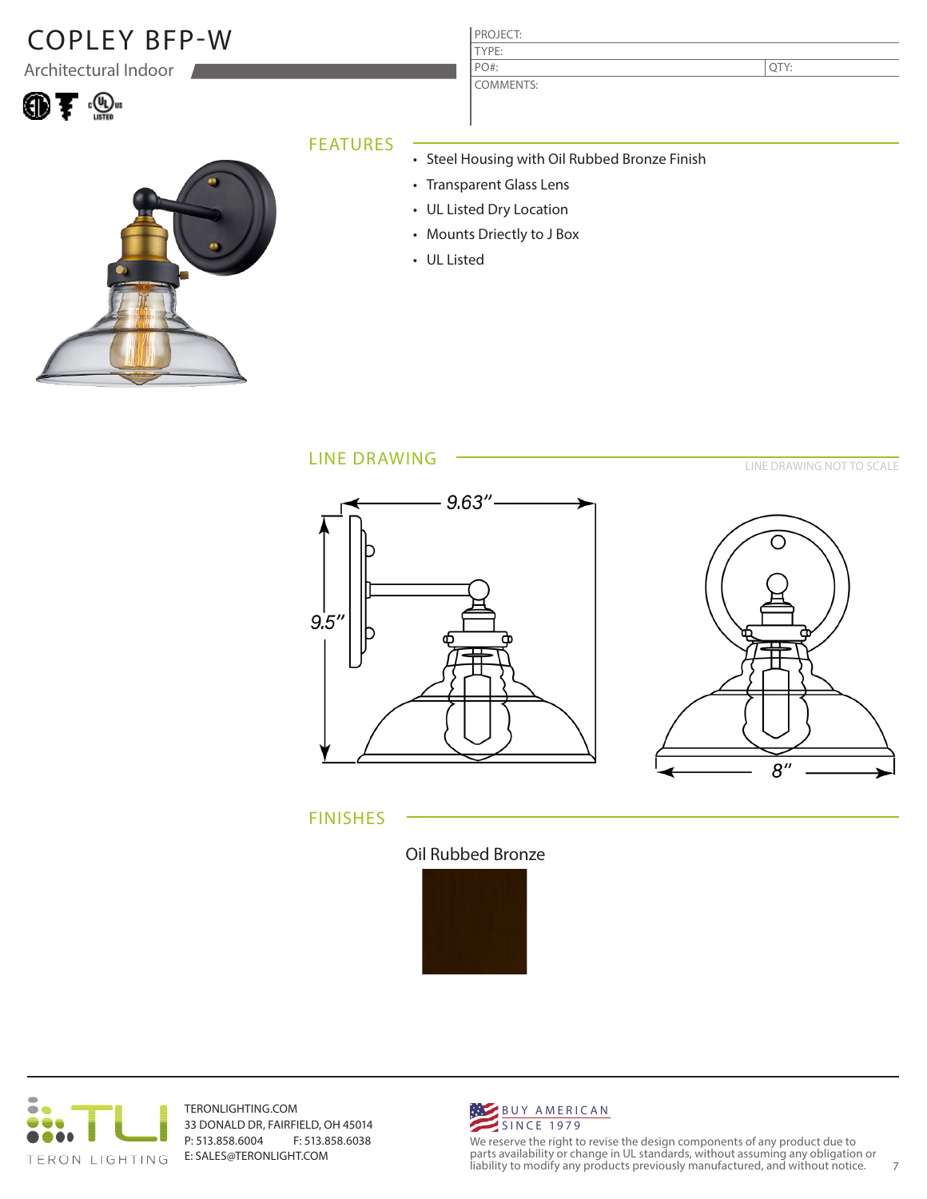# COPLEY BFP-W

Architectural Indoor

| PROJECT: | |
|---|---|
| TYPE: | |
| PO#: | QTY: |
| COMMENTS: | |

## FEATURES

- Steel Housing with Oil Rubbed Bronze Finish
- Transparent Glass Lens
- UL Listed Dry Location
- Mounts Directly to J Box
- UL Listed

## LINE DRAWING

LINE DRAWING NOT TO SCALE

9.63″

9.5″

8″

## FINISHES

Oil Rubbed Bronze

TERONLIGHTING.COM
33 DONALD DR, FAIRFIELD, OH 45014
P: 513.858.6004 F: 513.858.6038
E: SALES@TERONLIGHT.COM

BUY AMERICAN
SINCE 1979

We reserve the right to revise the design components of any product due to parts availability or change in UL standards, without assuming any obligation or liability to modify any products previously manufactured, and without notice.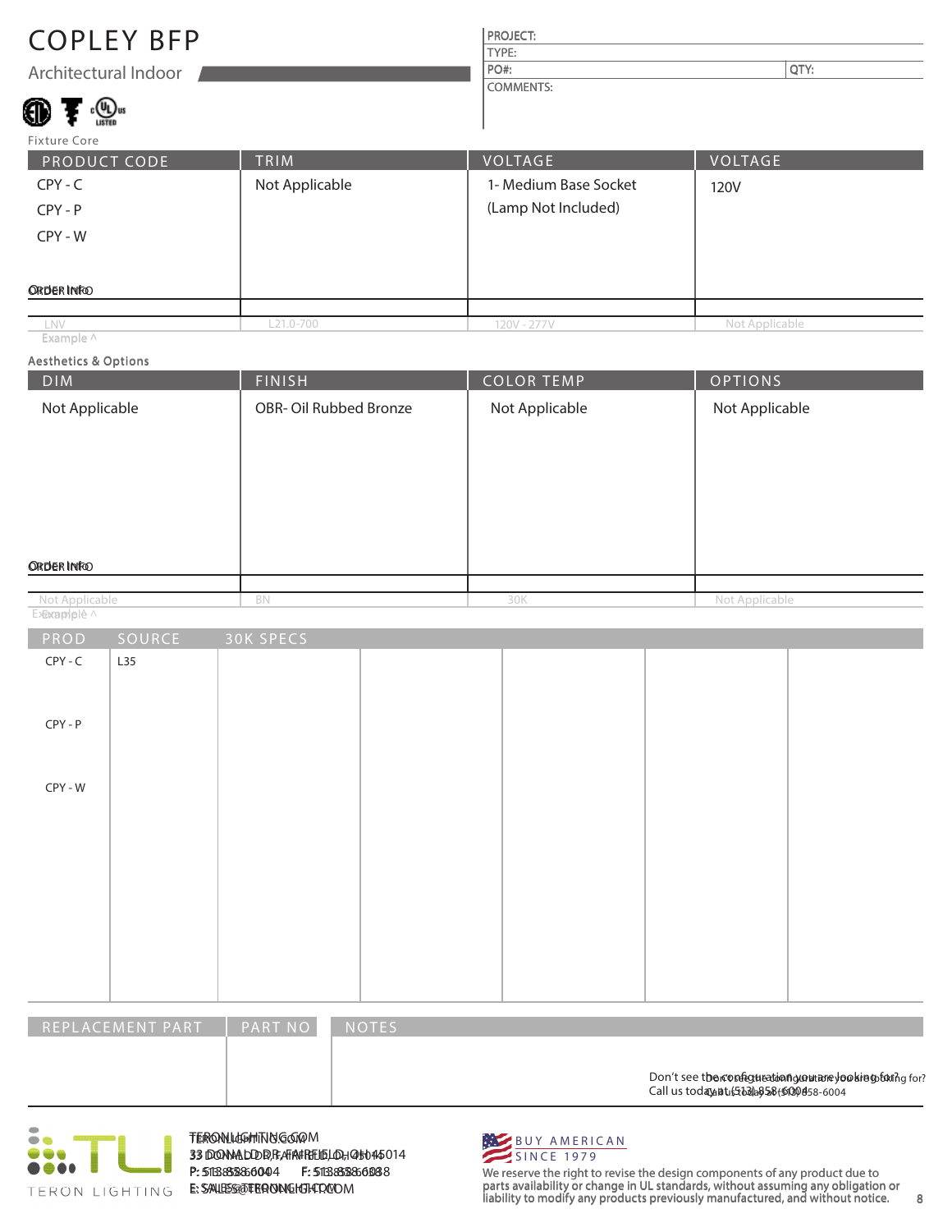# COPLEY BFP

Architectural Indoor

| PROJECT: | |
|---|---|
| TYPE: | |
| PO#: | QTY: |
| COMMENTS: | |

Fixture Core

| PRODUCT CODE | TRIM | VOLTAGE | VOLTAGE |
|---|---|---|---|
| CPY - C<br>CPY - P<br>CPY - W | Not Applicable | 1- Medium Base Socket<br>(Lamp Not Included) | 120V |
| ORDER INFO | | | |
| LNV | L21.0-700 | 120V - 277V | Not Applicable |

Example ^

Aesthetics & Options

| DIM | FINISH | COLOR TEMP | OPTIONS |
|---|---|---|---|
| Not Applicable | OBR- Oil Rubbed Bronze | Not Applicable | Not Applicable |
| ORDER INFO | | | |
| Not Applicable | BN | 30K | Not Applicable |

Example ^

| PROD | SOURCE | 30K SPECS | | | | |
|---|---|---|---|---|---|---|
| CPY - C | L35 | | | | | |
| CPY - P | | | | | | |
| CPY - W | | | | | | |

| REPLACEMENT PART | PART NO | NOTES |
|---|---|---|
| | | Don't see the configuration you are looking for? Call us today at (513) 858-6004 |

TERON LIGHTING

TERONLIGHTING.COM
33 DONALD DR, FAIRFIELD, OH 45014
P: 513.858.6004 F: 513.858.6088
E: SALES@TERONLIGHT.COM

BUY AMERICAN SINCE 1979

We reserve the right to revise the design components of any product due to parts availability or change in UL standards, without assuming any obligation or liability to modify any products previously manufactured, and without notice.